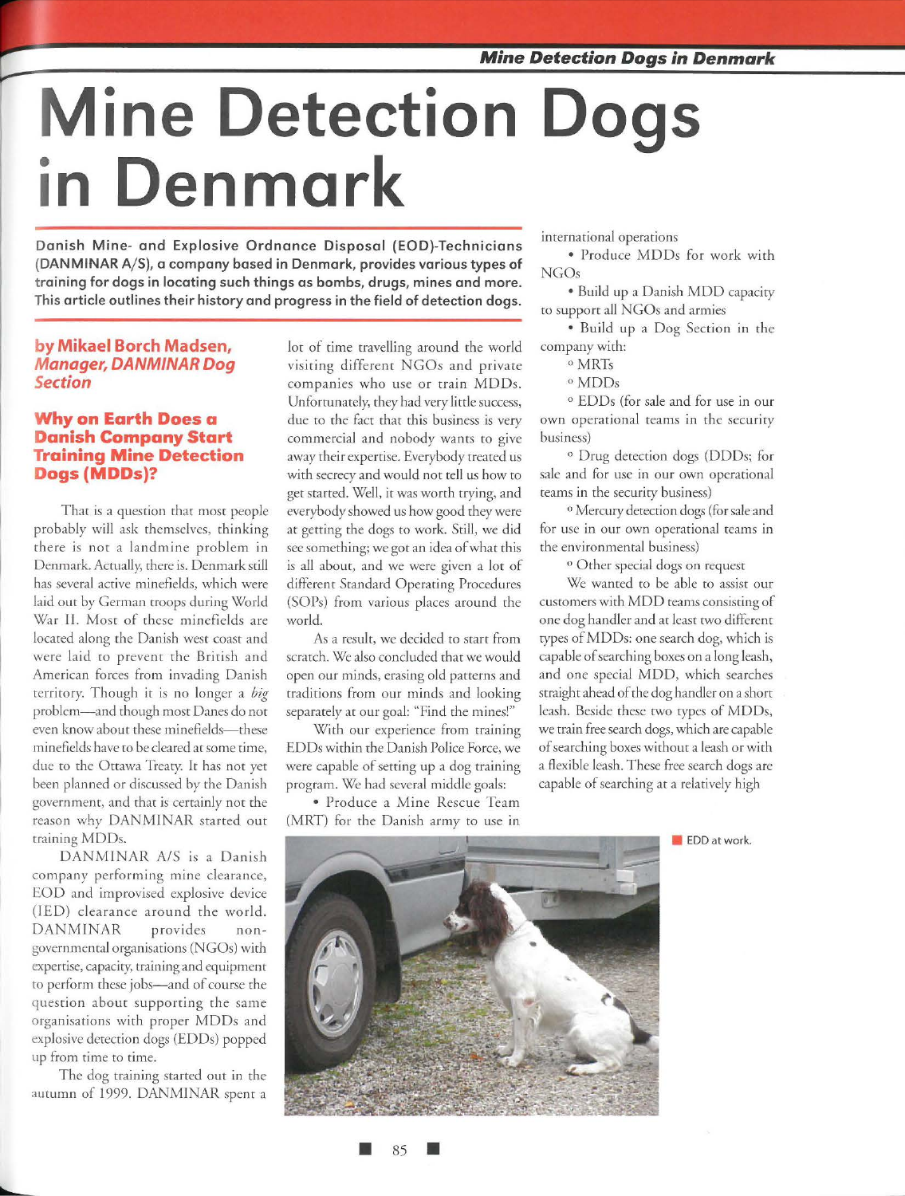# Mine Detection Dogs in Denmark

**Danish Mine- and Explosive Ordnance Disposal (EOD)-Technicians (DANMINAR A/S), a company based in Denmark, provides various types of training for dogs in locating such things as bombs, drugs, mines and more. This article outlines their history and progress in the field of detection dogs.**

**by Mikael Borch Madsen, *Manager, DANMINAR Dog Section***

### Why on Earth Does a Danish Company Start Training Mine Detection Dogs (MDDs)?

That is a question that most people probably will ask themselves, thinking there is not a landmine problem in Denmark. Actually, there is. Denmark still has several active minefields, which were laid out by German troops during World War II. Most of these minefields are located along the Danish west coast and were laid to prevent the British and American forces from invading Danish territory. Though it is no longer a *big* problem—and though most Danes do not even know about these minefields—these minefields have to be cleared at some time, due to the Ottawa Treaty. It has not yet been planned or discussed by the Danish government, and that is certainly not the reason why DANMINAR started out training MDDs.

DANMINAR A/S is a Danish company performing mine clearance, EOD and improvised explosive device (IED) clearance around the world. DANMINAR provides non-governmental organisations (NGOs) with expertise, capacity, training and equipment to perform these jobs—and of course the question about supporting the same organisations with proper MDDs and explosive detection dogs (EDDs) popped up from time to time.

The dog training started out in the autumn of 1999. DANMINAR spent a lot of time travelling around the world visiting different NGOs and private companies who use or train MDDs. Unfortunately, they had very little success, due to the fact that this business is very commercial and nobody wants to give away their expertise. Everybody treated us with secrecy and would not tell us how to get started. Well, it was worth trying, and everybody showed us how good they were at getting the dogs to work. Still, we did see something; we got an idea of what this is all about, and we were given a lot of different Standard Operating Procedures (SOPs) from various places around the world.

As a result, we decided to start from scratch. We also concluded that we would open our minds, erasing old patterns and traditions from our minds and looking separately at our goal: "Find the mines!"

With our experience from training EDDs within the Danish Police Force, we were capable of setting up a dog training program. We had several middle goals:

- Produce a Mine Rescue Team (MRT) for the Danish army to use in international operations
- Produce MDDs for work with NGOs
- Build up a Danish MDD capacity to support all NGOs and armies
- Build up a Dog Section in the company with:
  - MRTs
  - MDDs
  - EDDs (for sale and for use in our own operational teams in the security business)
  - Drug detection dogs (DDDs; for sale and for use in our own operational teams in the security business)
  - Mercury detection dogs (for sale and for use in our own operational teams in the environmental business)
  - Other special dogs on request

We wanted to be able to assist our customers with MDD teams consisting of one dog handler and at least two different types of MDDs: one search dog, which is capable of searching boxes on a long leash, and one special MDD, which searches straight ahead of the dog handler on a short leash. Beside these two types of MDDs, we train free search dogs, which are capable of searching boxes without a leash or with a flexible leash. These free search dogs are capable of searching at a relatively high

EDD at work.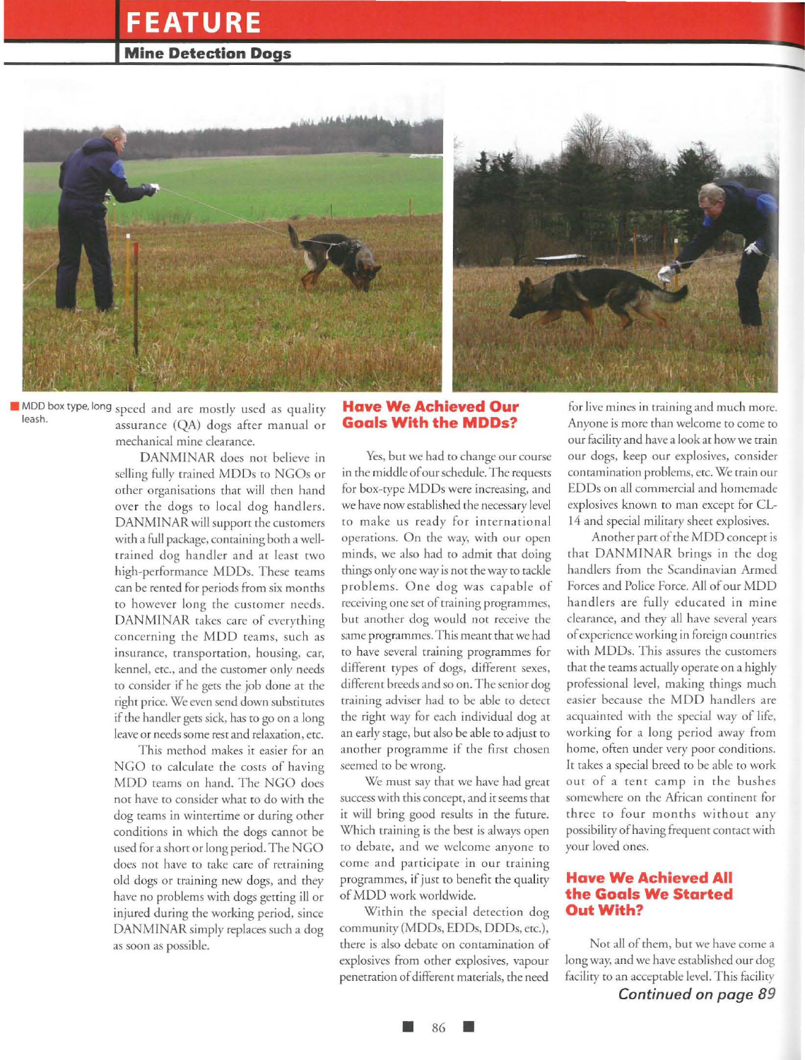MDD box type, long leash.

speed and are mostly used as quality assurance (QA) dogs after manual or mechanical mine clearance.

DANMINAR does not believe in selling fully trained MDDs to NGOs or other organisations that will then hand over the dogs to local dog handlers. DANMINAR will support the customers with a full package, containing both a well-trained dog handler and at least two high-performance MDDs. These teams can be rented for periods from six months to however long the customer needs. DANMINAR takes care of everything concerning the MDD teams, such as insurance, transportation, housing, car, kennel, etc., and the customer only needs to consider if he gets the job done at the right price. We even send down substitutes if the handler gets sick, has to go on a long leave or needs some rest and relaxation, etc.

This method makes it easier for an NGO to calculate the costs of having MDD teams on hand. The NGO does not have to consider what to do with the dog teams in wintertime or during other conditions in which the dogs cannot be used for a short or long period. The NGO does not have to take care of retraining old dogs or training new dogs, and they have no problems with dogs getting ill or injured during the working period, since DANMINAR simply replaces such a dog as soon as possible.

## Have We Achieved Our Goals With the MDDs?

Yes, but we had to change our course in the middle of our schedule. The requests for box-type MDDs were increasing, and we have now established the necessary level to make us ready for international operations. On the way, with our open minds, we also had to admit that doing things only one way is not the way to tackle problems. One dog was capable of receiving one set of training programmes, but another dog would not receive the same programmes. This meant that we had to have several training programmes for different types of dogs, different sexes, different breeds and so on. The senior dog training adviser had to be able to detect the right way for each individual dog at an early stage, but also be able to adjust to another programme if the first chosen seemed to be wrong.

We must say that we have had great success with this concept, and it seems that it will bring good results in the future. Which training is the best is always open to debate, and we welcome anyone to come and participate in our training programmes, if just to benefit the quality of MDD work worldwide.

Within the special detection dog community (MDDs, EDDs, DDDs, etc.), there is also debate on contamination of explosives from other explosives, vapour penetration of different materials, the need for live mines in training and much more. Anyone is more than welcome to come to our facility and have a look at how we train our dogs, keep our explosives, consider contamination problems, etc. We train our EDDs on all commercial and homemade explosives known to man except for CL-14 and special military sheet explosives.

Another part of the MDD concept is that DANMINAR brings in the dog handlers from the Scandinavian Armed Forces and Police Force. All of our MDD handlers are fully educated in mine clearance, and they all have several years of experience working in foreign countries with MDDs. This assures the customers that the teams actually operate on a highly professional level, making things much easier because the MDD handlers are acquainted with the special way of life, working for a long period away from home, often under very poor conditions. It takes a special breed to be able to work out of a tent camp in the bushes somewhere on the African continent for three to four months without any possibility of having frequent contact with your loved ones.

## Have We Achieved All the Goals We Started Out With?

Not all of them, but we have come a long way, and we have established our dog facility to an acceptable level. This facility

*Continued on page 89*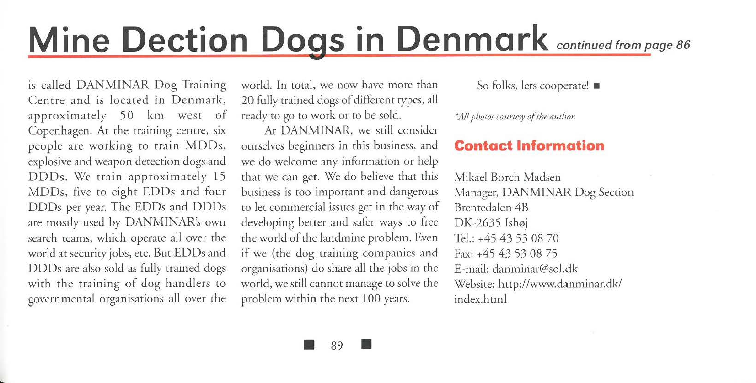# Mine Dection Dogs in Denmark *continued from page 86*

is called DANMINAR Dog Training Centre and is located in Denmark, approximately 50 km west of Copenhagen. At the training centre, six people are working to train MDDs, explosive and weapon detection dogs and DDDs. We train approximately 15 MDDs, five to eight EDDs and four DDDs per year. The EDDs and DDDs are mostly used by DANMINAR's own search teams, which operate all over the world at security jobs, etc. But EDDs and DDDs are also sold as fully trained dogs with the training of dog handlers to governmental organisations all over the world. In total, we now have more than 20 fully trained dogs of different types, all ready to go to work or to be sold.

At DANMINAR, we still consider ourselves beginners in this business, and we do welcome any information or help that we can get. We do believe that this business is too important and dangerous to let commercial issues get in the way of developing better and safer ways to free the world of the landmine problem. Even if we (the dog training companies and organisations) do share all the jobs in the world, we still cannot manage to solve the problem within the next 100 years.

So folks, lets cooperate! ■

*\*All photos courtesy of the author.*

## Contact Information

Mikael Borch Madsen
Manager, DANMINAR Dog Section
Brentedalen 4B
DK-2635 Ishøj
Tel.: +45 43 53 08 70
Fax: +45 43 53 08 75
E-mail: danminar@sol.dk
Website: http://www.danminar.dk/index.html